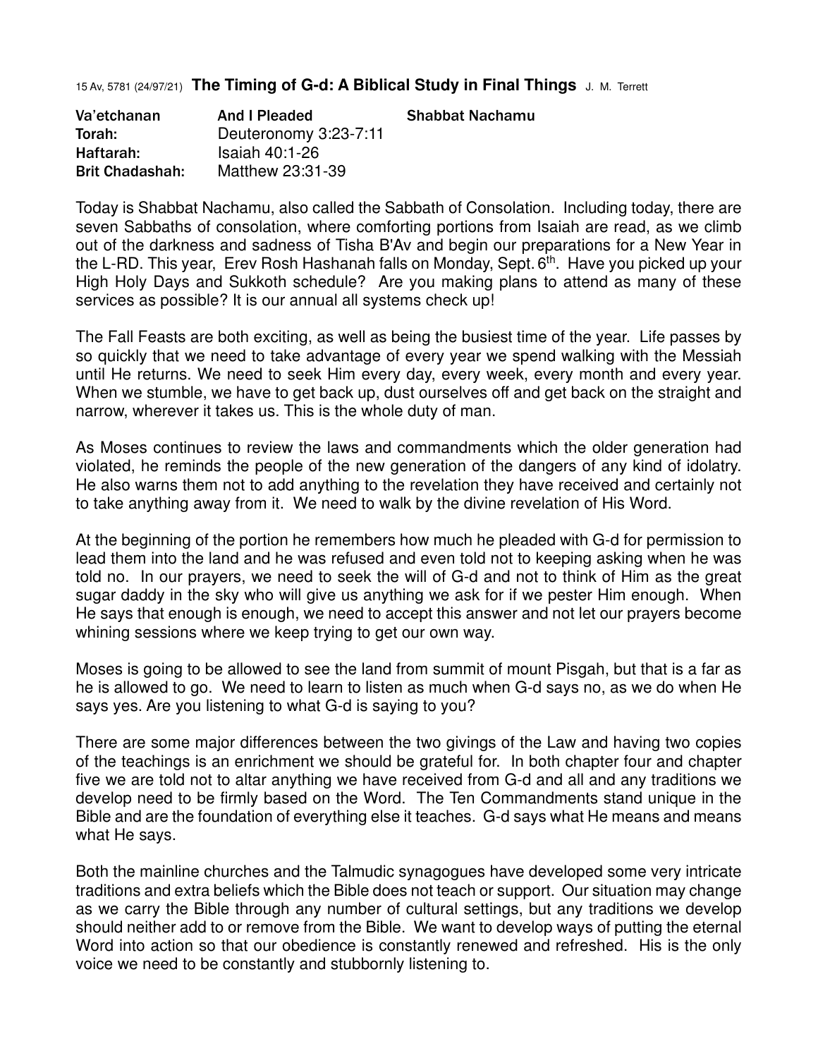15 Av, 5781 (24/97/21) **The Timing of G-d: A Biblical Study in Final Things** J. M. Terrett

| Va'etchanan | And I Pleaded | Shabbat Nachamu |
|---|---|---|
| Torah: | Deuteronomy 3:23-7:11 | |
| Haftarah: | Isaiah 40:1-26 | |
| Brit Chadashah: | Matthew 23:31-39 | |

Today is Shabbat Nachamu, also called the Sabbath of Consolation. Including today, there are seven Sabbaths of consolation, where comforting portions from Isaiah are read, as we climb out of the darkness and sadness of Tisha B'Av and begin our preparations for a New Year in the L-RD. This year, Erev Rosh Hashanah falls on Monday, Sept. 6th. Have you picked up your High Holy Days and Sukkoth schedule? Are you making plans to attend as many of these services as possible? It is our annual all systems check up!

The Fall Feasts are both exciting, as well as being the busiest time of the year. Life passes by so quickly that we need to take advantage of every year we spend walking with the Messiah until He returns. We need to seek Him every day, every week, every month and every year. When we stumble, we have to get back up, dust ourselves off and get back on the straight and narrow, wherever it takes us. This is the whole duty of man.

As Moses continues to review the laws and commandments which the older generation had violated, he reminds the people of the new generation of the dangers of any kind of idolatry. He also warns them not to add anything to the revelation they have received and certainly not to take anything away from it. We need to walk by the divine revelation of His Word.

At the beginning of the portion he remembers how much he pleaded with G-d for permission to lead them into the land and he was refused and even told not to keeping asking when he was told no. In our prayers, we need to seek the will of G-d and not to think of Him as the great sugar daddy in the sky who will give us anything we ask for if we pester Him enough. When He says that enough is enough, we need to accept this answer and not let our prayers become whining sessions where we keep trying to get our own way.

Moses is going to be allowed to see the land from summit of mount Pisgah, but that is a far as he is allowed to go. We need to learn to listen as much when G-d says no, as we do when He says yes. Are you listening to what G-d is saying to you?

There are some major differences between the two givings of the Law and having two copies of the teachings is an enrichment we should be grateful for. In both chapter four and chapter five we are told not to altar anything we have received from G-d and all and any traditions we develop need to be firmly based on the Word. The Ten Commandments stand unique in the Bible and are the foundation of everything else it teaches. G-d says what He means and means what He says.

Both the mainline churches and the Talmudic synagogues have developed some very intricate traditions and extra beliefs which the Bible does not teach or support. Our situation may change as we carry the Bible through any number of cultural settings, but any traditions we develop should neither add to or remove from the Bible. We want to develop ways of putting the eternal Word into action so that our obedience is constantly renewed and refreshed. His is the only voice we need to be constantly and stubbornly listening to.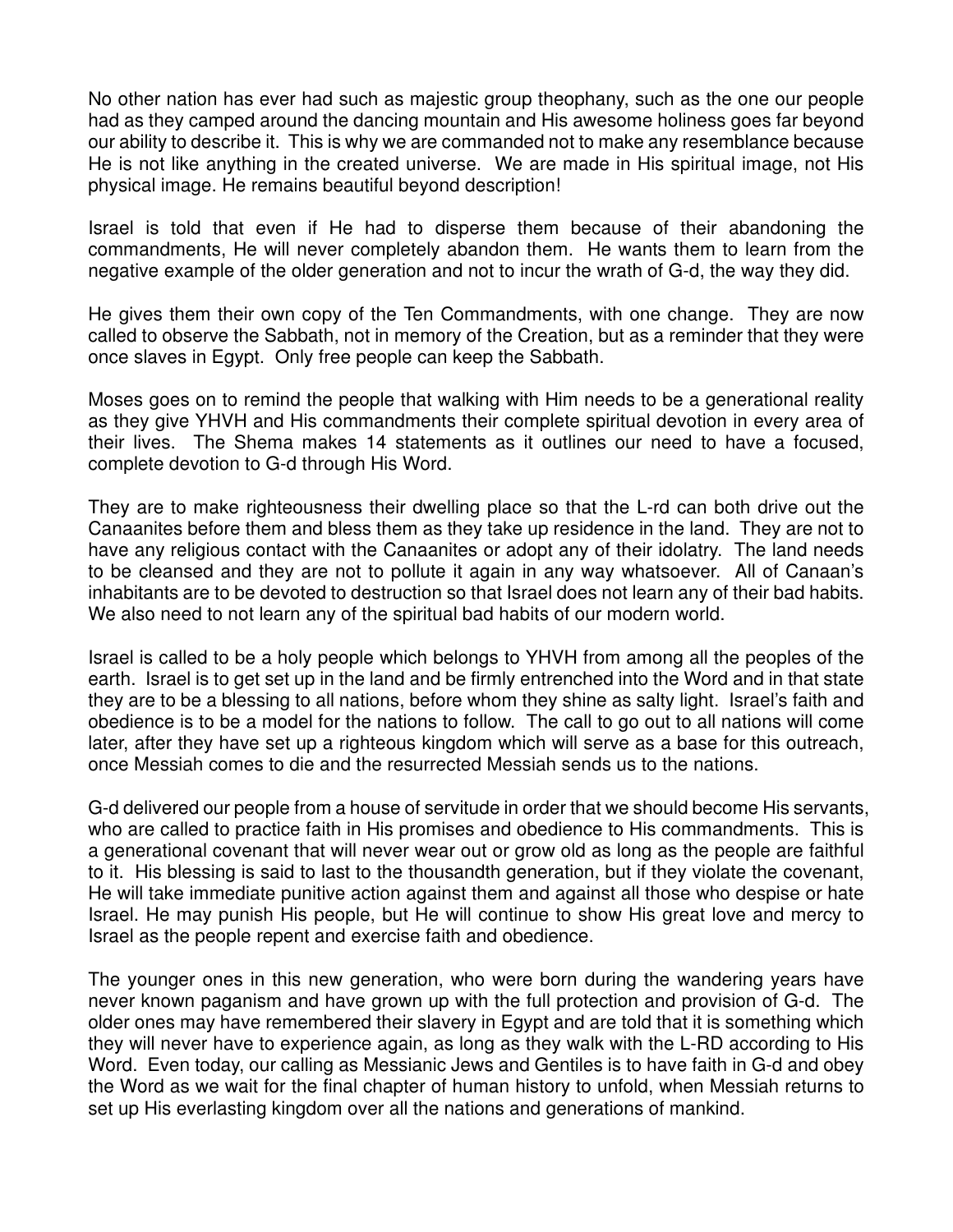No other nation has ever had such as majestic group theophany, such as the one our people had as they camped around the dancing mountain and His awesome holiness goes far beyond our ability to describe it. This is why we are commanded not to make any resemblance because He is not like anything in the created universe. We are made in His spiritual image, not His physical image. He remains beautiful beyond description!

Israel is told that even if He had to disperse them because of their abandoning the commandments, He will never completely abandon them. He wants them to learn from the negative example of the older generation and not to incur the wrath of G-d, the way they did.

He gives them their own copy of the Ten Commandments, with one change. They are now called to observe the Sabbath, not in memory of the Creation, but as a reminder that they were once slaves in Egypt. Only free people can keep the Sabbath.

Moses goes on to remind the people that walking with Him needs to be a generational reality as they give YHVH and His commandments their complete spiritual devotion in every area of their lives. The Shema makes 14 statements as it outlines our need to have a focused, complete devotion to G-d through His Word.

They are to make righteousness their dwelling place so that the L-rd can both drive out the Canaanites before them and bless them as they take up residence in the land. They are not to have any religious contact with the Canaanites or adopt any of their idolatry. The land needs to be cleansed and they are not to pollute it again in any way whatsoever. All of Canaan's inhabitants are to be devoted to destruction so that Israel does not learn any of their bad habits. We also need to not learn any of the spiritual bad habits of our modern world.

Israel is called to be a holy people which belongs to YHVH from among all the peoples of the earth. Israel is to get set up in the land and be firmly entrenched into the Word and in that state they are to be a blessing to all nations, before whom they shine as salty light. Israel's faith and obedience is to be a model for the nations to follow. The call to go out to all nations will come later, after they have set up a righteous kingdom which will serve as a base for this outreach, once Messiah comes to die and the resurrected Messiah sends us to the nations.

G-d delivered our people from a house of servitude in order that we should become His servants, who are called to practice faith in His promises and obedience to His commandments. This is a generational covenant that will never wear out or grow old as long as the people are faithful to it. His blessing is said to last to the thousandth generation, but if they violate the covenant, He will take immediate punitive action against them and against all those who despise or hate Israel. He may punish His people, but He will continue to show His great love and mercy to Israel as the people repent and exercise faith and obedience.

The younger ones in this new generation, who were born during the wandering years have never known paganism and have grown up with the full protection and provision of G-d. The older ones may have remembered their slavery in Egypt and are told that it is something which they will never have to experience again, as long as they walk with the L-RD according to His Word. Even today, our calling as Messianic Jews and Gentiles is to have faith in G-d and obey the Word as we wait for the final chapter of human history to unfold, when Messiah returns to set up His everlasting kingdom over all the nations and generations of mankind.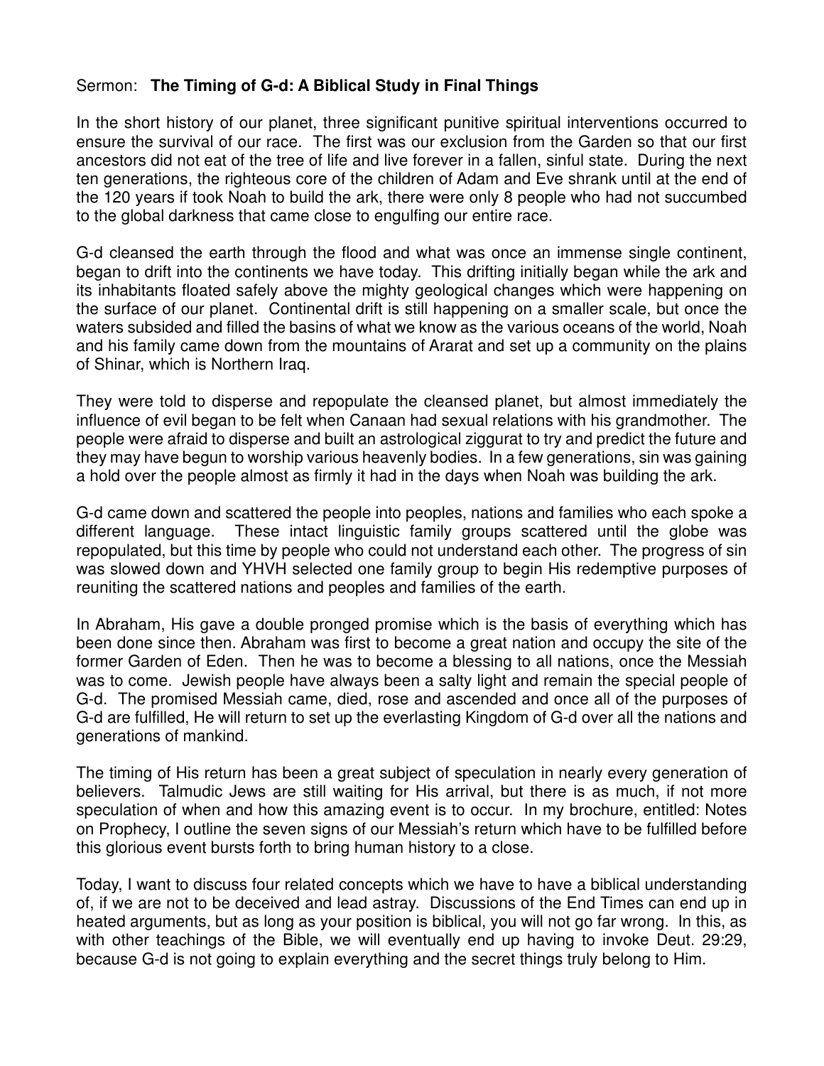Sermon: **The Timing of G-d: A Biblical Study in Final Things**

In the short history of our planet, three significant punitive spiritual interventions occurred to ensure the survival of our race. The first was our exclusion from the Garden so that our first ancestors did not eat of the tree of life and live forever in a fallen, sinful state. During the next ten generations, the righteous core of the children of Adam and Eve shrank until at the end of the 120 years if took Noah to build the ark, there were only 8 people who had not succumbed to the global darkness that came close to engulfing our entire race.

G-d cleansed the earth through the flood and what was once an immense single continent, began to drift into the continents we have today. This drifting initially began while the ark and its inhabitants floated safely above the mighty geological changes which were happening on the surface of our planet. Continental drift is still happening on a smaller scale, but once the waters subsided and filled the basins of what we know as the various oceans of the world, Noah and his family came down from the mountains of Ararat and set up a community on the plains of Shinar, which is Northern Iraq.

They were told to disperse and repopulate the cleansed planet, but almost immediately the influence of evil began to be felt when Canaan had sexual relations with his grandmother. The people were afraid to disperse and built an astrological ziggurat to try and predict the future and they may have begun to worship various heavenly bodies. In a few generations, sin was gaining a hold over the people almost as firmly it had in the days when Noah was building the ark.

G-d came down and scattered the people into peoples, nations and families who each spoke a different language. These intact linguistic family groups scattered until the globe was repopulated, but this time by people who could not understand each other. The progress of sin was slowed down and YHVH selected one family group to begin His redemptive purposes of reuniting the scattered nations and peoples and families of the earth.

In Abraham, His gave a double pronged promise which is the basis of everything which has been done since then. Abraham was first to become a great nation and occupy the site of the former Garden of Eden. Then he was to become a blessing to all nations, once the Messiah was to come. Jewish people have always been a salty light and remain the special people of G-d. The promised Messiah came, died, rose and ascended and once all of the purposes of G-d are fulfilled, He will return to set up the everlasting Kingdom of G-d over all the nations and generations of mankind.

The timing of His return has been a great subject of speculation in nearly every generation of believers. Talmudic Jews are still waiting for His arrival, but there is as much, if not more speculation of when and how this amazing event is to occur. In my brochure, entitled: Notes on Prophecy, I outline the seven signs of our Messiah's return which have to be fulfilled before this glorious event bursts forth to bring human history to a close.

Today, I want to discuss four related concepts which we have to have a biblical understanding of, if we are not to be deceived and lead astray. Discussions of the End Times can end up in heated arguments, but as long as your position is biblical, you will not go far wrong. In this, as with other teachings of the Bible, we will eventually end up having to invoke Deut. 29:29, because G-d is not going to explain everything and the secret things truly belong to Him.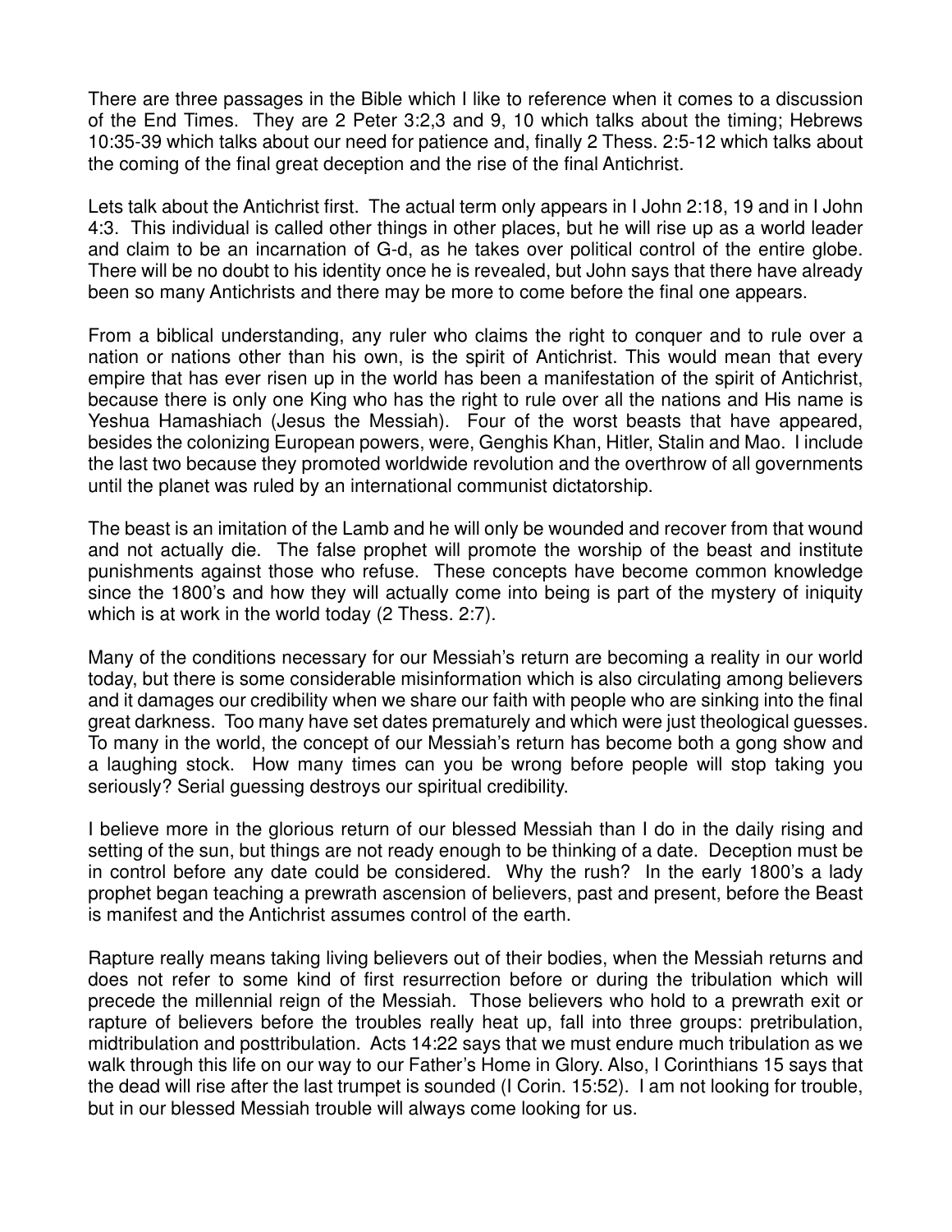There are three passages in the Bible which I like to reference when it comes to a discussion of the End Times. They are 2 Peter 3:2,3 and 9, 10 which talks about the timing; Hebrews 10:35-39 which talks about our need for patience and, finally 2 Thess. 2:5-12 which talks about the coming of the final great deception and the rise of the final Antichrist.

Lets talk about the Antichrist first. The actual term only appears in I John 2:18, 19 and in I John 4:3. This individual is called other things in other places, but he will rise up as a world leader and claim to be an incarnation of G-d, as he takes over political control of the entire globe. There will be no doubt to his identity once he is revealed, but John says that there have already been so many Antichrists and there may be more to come before the final one appears.

From a biblical understanding, any ruler who claims the right to conquer and to rule over a nation or nations other than his own, is the spirit of Antichrist. This would mean that every empire that has ever risen up in the world has been a manifestation of the spirit of Antichrist, because there is only one King who has the right to rule over all the nations and His name is Yeshua Hamashiach (Jesus the Messiah). Four of the worst beasts that have appeared, besides the colonizing European powers, were, Genghis Khan, Hitler, Stalin and Mao. I include the last two because they promoted worldwide revolution and the overthrow of all governments until the planet was ruled by an international communist dictatorship.

The beast is an imitation of the Lamb and he will only be wounded and recover from that wound and not actually die. The false prophet will promote the worship of the beast and institute punishments against those who refuse. These concepts have become common knowledge since the 1800's and how they will actually come into being is part of the mystery of iniquity which is at work in the world today (2 Thess. 2:7).

Many of the conditions necessary for our Messiah's return are becoming a reality in our world today, but there is some considerable misinformation which is also circulating among believers and it damages our credibility when we share our faith with people who are sinking into the final great darkness. Too many have set dates prematurely and which were just theological guesses. To many in the world, the concept of our Messiah's return has become both a gong show and a laughing stock. How many times can you be wrong before people will stop taking you seriously? Serial guessing destroys our spiritual credibility.

I believe more in the glorious return of our blessed Messiah than I do in the daily rising and setting of the sun, but things are not ready enough to be thinking of a date. Deception must be in control before any date could be considered. Why the rush? In the early 1800's a lady prophet began teaching a prewrath ascension of believers, past and present, before the Beast is manifest and the Antichrist assumes control of the earth.

Rapture really means taking living believers out of their bodies, when the Messiah returns and does not refer to some kind of first resurrection before or during the tribulation which will precede the millennial reign of the Messiah. Those believers who hold to a prewrath exit or rapture of believers before the troubles really heat up, fall into three groups: pretribulation, midtribulation and posttribulation. Acts 14:22 says that we must endure much tribulation as we walk through this life on our way to our Father's Home in Glory. Also, I Corinthians 15 says that the dead will rise after the last trumpet is sounded (I Corin. 15:52). I am not looking for trouble, but in our blessed Messiah trouble will always come looking for us.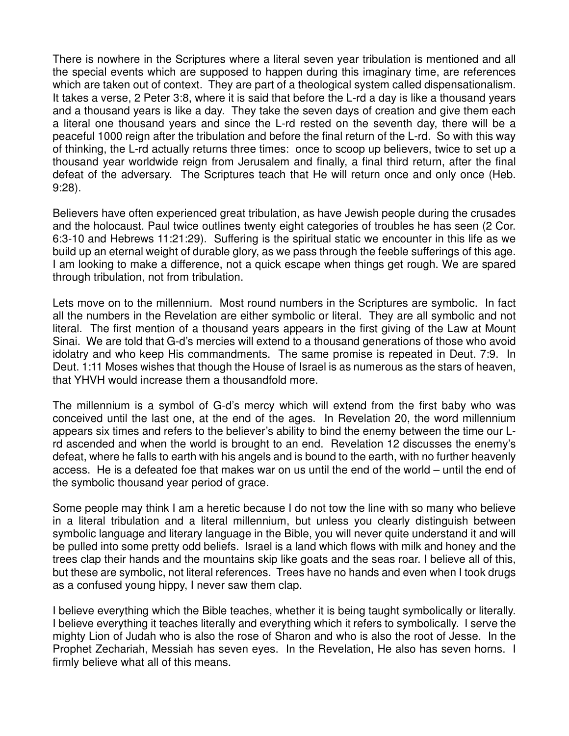There is nowhere in the Scriptures where a literal seven year tribulation is mentioned and all the special events which are supposed to happen during this imaginary time, are references which are taken out of context. They are part of a theological system called dispensationalism. It takes a verse, 2 Peter 3:8, where it is said that before the L-rd a day is like a thousand years and a thousand years is like a day. They take the seven days of creation and give them each a literal one thousand years and since the L-rd rested on the seventh day, there will be a peaceful 1000 reign after the tribulation and before the final return of the L-rd. So with this way of thinking, the L-rd actually returns three times: once to scoop up believers, twice to set up a thousand year worldwide reign from Jerusalem and finally, a final third return, after the final defeat of the adversary. The Scriptures teach that He will return once and only once (Heb. 9:28).

Believers have often experienced great tribulation, as have Jewish people during the crusades and the holocaust. Paul twice outlines twenty eight categories of troubles he has seen (2 Cor. 6:3-10 and Hebrews 11:21:29). Suffering is the spiritual static we encounter in this life as we build up an eternal weight of durable glory, as we pass through the feeble sufferings of this age. I am looking to make a difference, not a quick escape when things get rough. We are spared through tribulation, not from tribulation.

Lets move on to the millennium. Most round numbers in the Scriptures are symbolic. In fact all the numbers in the Revelation are either symbolic or literal. They are all symbolic and not literal. The first mention of a thousand years appears in the first giving of the Law at Mount Sinai. We are told that G-d's mercies will extend to a thousand generations of those who avoid idolatry and who keep His commandments. The same promise is repeated in Deut. 7:9. In Deut. 1:11 Moses wishes that though the House of Israel is as numerous as the stars of heaven, that YHVH would increase them a thousandfold more.

The millennium is a symbol of G-d's mercy which will extend from the first baby who was conceived until the last one, at the end of the ages. In Revelation 20, the word millennium appears six times and refers to the believer's ability to bind the enemy between the time our L-rd ascended and when the world is brought to an end. Revelation 12 discusses the enemy's defeat, where he falls to earth with his angels and is bound to the earth, with no further heavenly access. He is a defeated foe that makes war on us until the end of the world – until the end of the symbolic thousand year period of grace.

Some people may think I am a heretic because I do not tow the line with so many who believe in a literal tribulation and a literal millennium, but unless you clearly distinguish between symbolic language and literary language in the Bible, you will never quite understand it and will be pulled into some pretty odd beliefs. Israel is a land which flows with milk and honey and the trees clap their hands and the mountains skip like goats and the seas roar. I believe all of this, but these are symbolic, not literal references. Trees have no hands and even when I took drugs as a confused young hippy, I never saw them clap.

I believe everything which the Bible teaches, whether it is being taught symbolically or literally. I believe everything it teaches literally and everything which it refers to symbolically. I serve the mighty Lion of Judah who is also the rose of Sharon and who is also the root of Jesse. In the Prophet Zechariah, Messiah has seven eyes. In the Revelation, He also has seven horns. I firmly believe what all of this means.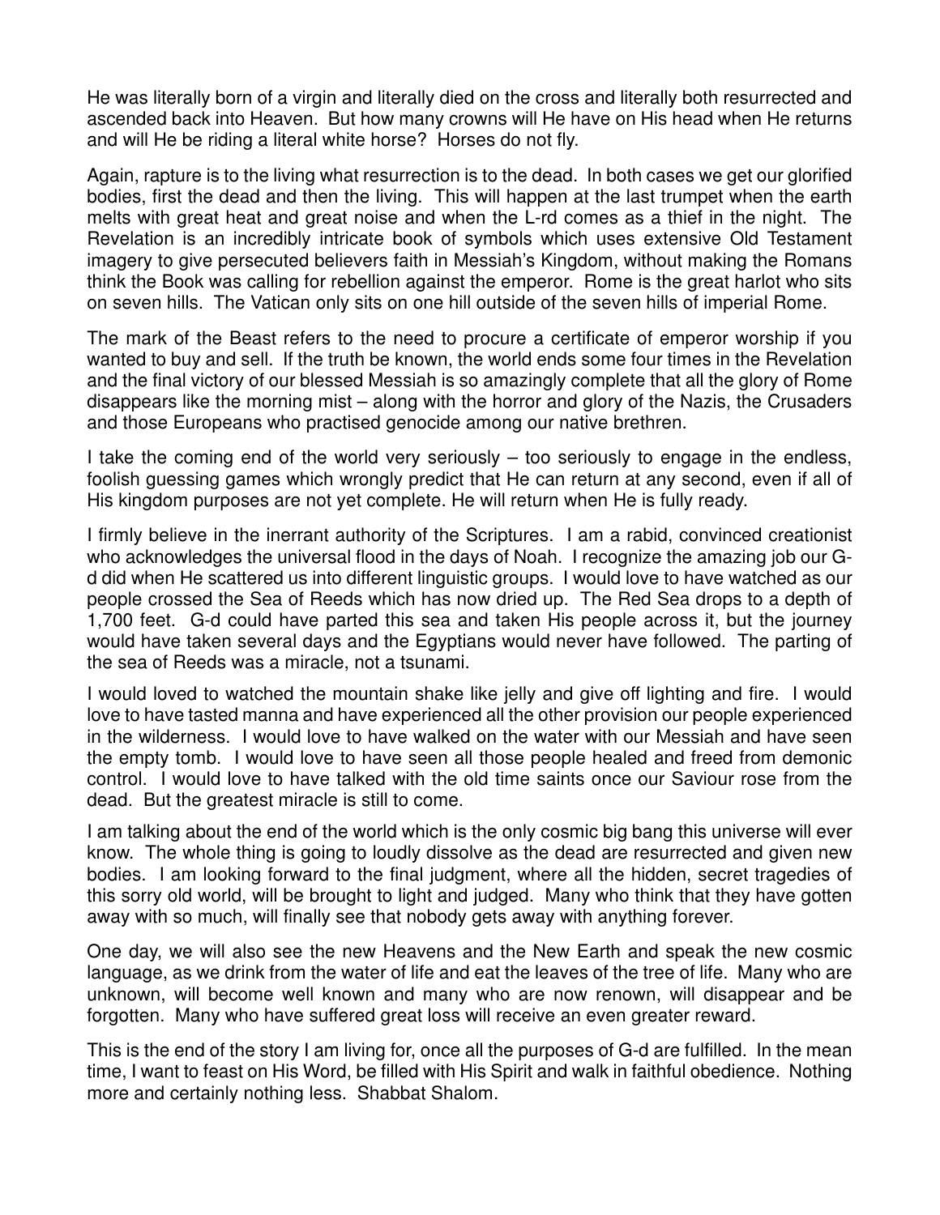He was literally born of a virgin and literally died on the cross and literally both resurrected and ascended back into Heaven. But how many crowns will He have on His head when He returns and will He be riding a literal white horse? Horses do not fly.

Again, rapture is to the living what resurrection is to the dead. In both cases we get our glorified bodies, first the dead and then the living. This will happen at the last trumpet when the earth melts with great heat and great noise and when the L-rd comes as a thief in the night. The Revelation is an incredibly intricate book of symbols which uses extensive Old Testament imagery to give persecuted believers faith in Messiah's Kingdom, without making the Romans think the Book was calling for rebellion against the emperor. Rome is the great harlot who sits on seven hills. The Vatican only sits on one hill outside of the seven hills of imperial Rome.

The mark of the Beast refers to the need to procure a certificate of emperor worship if you wanted to buy and sell. If the truth be known, the world ends some four times in the Revelation and the final victory of our blessed Messiah is so amazingly complete that all the glory of Rome disappears like the morning mist – along with the horror and glory of the Nazis, the Crusaders and those Europeans who practised genocide among our native brethren.

I take the coming end of the world very seriously – too seriously to engage in the endless, foolish guessing games which wrongly predict that He can return at any second, even if all of His kingdom purposes are not yet complete. He will return when He is fully ready.

I firmly believe in the inerrant authority of the Scriptures. I am a rabid, convinced creationist who acknowledges the universal flood in the days of Noah. I recognize the amazing job our G-d did when He scattered us into different linguistic groups. I would love to have watched as our people crossed the Sea of Reeds which has now dried up. The Red Sea drops to a depth of 1,700 feet. G-d could have parted this sea and taken His people across it, but the journey would have taken several days and the Egyptians would never have followed. The parting of the sea of Reeds was a miracle, not a tsunami.

I would loved to watched the mountain shake like jelly and give off lighting and fire. I would love to have tasted manna and have experienced all the other provision our people experienced in the wilderness. I would love to have walked on the water with our Messiah and have seen the empty tomb. I would love to have seen all those people healed and freed from demonic control. I would love to have talked with the old time saints once our Saviour rose from the dead. But the greatest miracle is still to come.

I am talking about the end of the world which is the only cosmic big bang this universe will ever know. The whole thing is going to loudly dissolve as the dead are resurrected and given new bodies. I am looking forward to the final judgment, where all the hidden, secret tragedies of this sorry old world, will be brought to light and judged. Many who think that they have gotten away with so much, will finally see that nobody gets away with anything forever.

One day, we will also see the new Heavens and the New Earth and speak the new cosmic language, as we drink from the water of life and eat the leaves of the tree of life. Many who are unknown, will become well known and many who are now renown, will disappear and be forgotten. Many who have suffered great loss will receive an even greater reward.

This is the end of the story I am living for, once all the purposes of G-d are fulfilled. In the mean time, I want to feast on His Word, be filled with His Spirit and walk in faithful obedience. Nothing more and certainly nothing less. Shabbat Shalom.